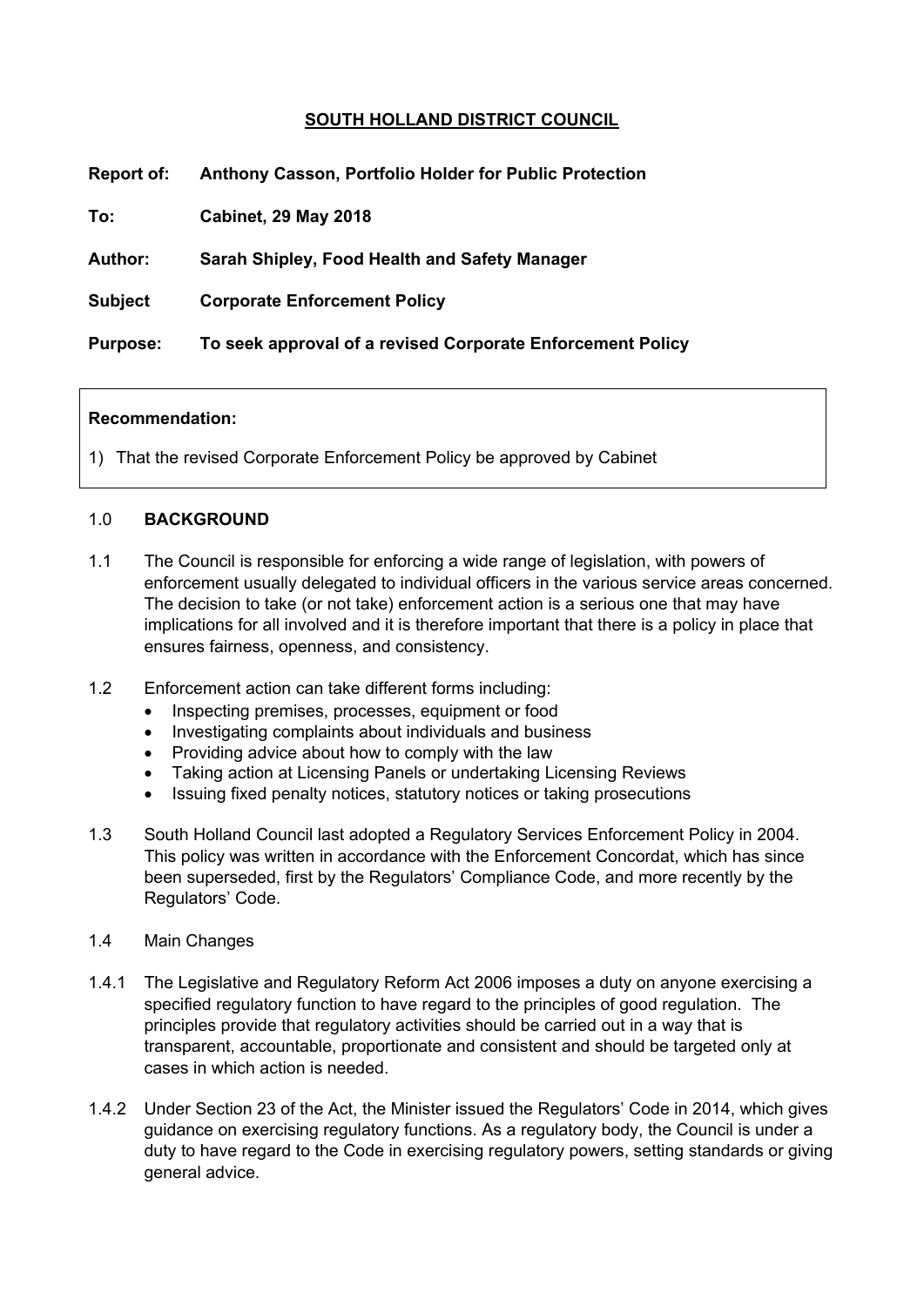# SOUTH HOLLAND DISTRICT COUNCIL

**Report of:** **Anthony Casson, Portfolio Holder for Public Protection**

**To:** **Cabinet, 29 May 2018**

**Author:** **Sarah Shipley, Food Health and Safety Manager**

**Subject** **Corporate Enforcement Policy**

**Purpose:** **To seek approval of a revised Corporate Enforcement Policy**

**Recommendation:**

1) That the revised Corporate Enforcement Policy be approved by Cabinet

## 1.0 BACKGROUND

1.1 The Council is responsible for enforcing a wide range of legislation, with powers of enforcement usually delegated to individual officers in the various service areas concerned. The decision to take (or not take) enforcement action is a serious one that may have implications for all involved and it is therefore important that there is a policy in place that ensures fairness, openness, and consistency.

1.2 Enforcement action can take different forms including:

- Inspecting premises, processes, equipment or food
- Investigating complaints about individuals and business
- Providing advice about how to comply with the law
- Taking action at Licensing Panels or undertaking Licensing Reviews
- Issuing fixed penalty notices, statutory notices or taking prosecutions

1.3 South Holland Council last adopted a Regulatory Services Enforcement Policy in 2004. This policy was written in accordance with the Enforcement Concordat, which has since been superseded, first by the Regulators' Compliance Code, and more recently by the Regulators' Code.

1.4 Main Changes

1.4.1 The Legislative and Regulatory Reform Act 2006 imposes a duty on anyone exercising a specified regulatory function to have regard to the principles of good regulation. The principles provide that regulatory activities should be carried out in a way that is transparent, accountable, proportionate and consistent and should be targeted only at cases in which action is needed.

1.4.2 Under Section 23 of the Act, the Minister issued the Regulators' Code in 2014, which gives guidance on exercising regulatory functions. As a regulatory body, the Council is under a duty to have regard to the Code in exercising regulatory powers, setting standards or giving general advice.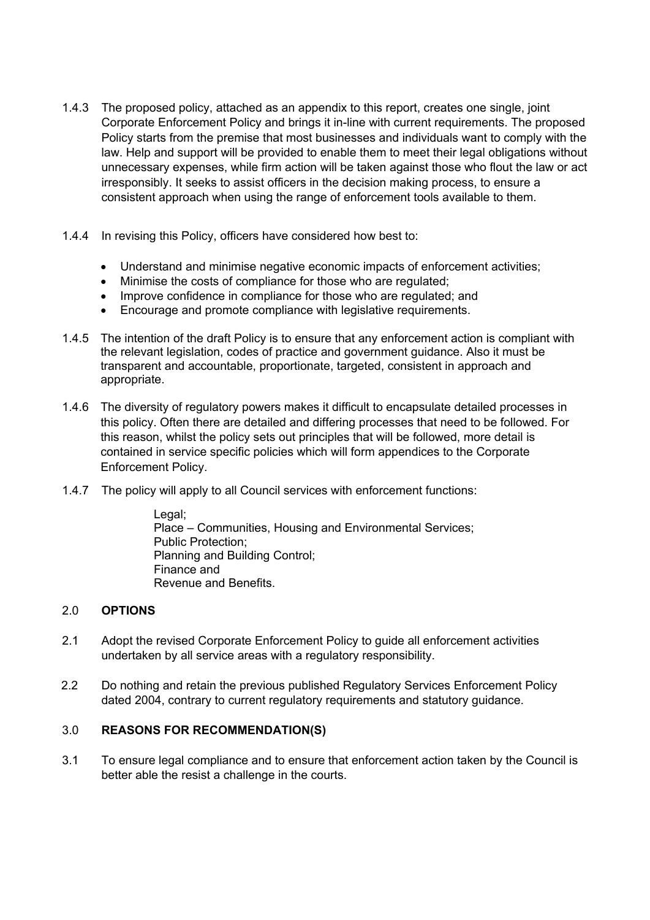1.4.3 The proposed policy, attached as an appendix to this report, creates one single, joint Corporate Enforcement Policy and brings it in-line with current requirements. The proposed Policy starts from the premise that most businesses and individuals want to comply with the law. Help and support will be provided to enable them to meet their legal obligations without unnecessary expenses, while firm action will be taken against those who flout the law or act irresponsibly. It seeks to assist officers in the decision making process, to ensure a consistent approach when using the range of enforcement tools available to them.

1.4.4 In revising this Policy, officers have considered how best to:

- Understand and minimise negative economic impacts of enforcement activities;
- Minimise the costs of compliance for those who are regulated;
- Improve confidence in compliance for those who are regulated; and
- Encourage and promote compliance with legislative requirements.

1.4.5 The intention of the draft Policy is to ensure that any enforcement action is compliant with the relevant legislation, codes of practice and government guidance. Also it must be transparent and accountable, proportionate, targeted, consistent in approach and appropriate.

1.4.6 The diversity of regulatory powers makes it difficult to encapsulate detailed processes in this policy. Often there are detailed and differing processes that need to be followed. For this reason, whilst the policy sets out principles that will be followed, more detail is contained in service specific policies which will form appendices to the Corporate Enforcement Policy.

1.4.7 The policy will apply to all Council services with enforcement functions:

Legal;
Place – Communities, Housing and Environmental Services;
Public Protection;
Planning and Building Control;
Finance and
Revenue and Benefits.

## 2.0 OPTIONS

2.1 Adopt the revised Corporate Enforcement Policy to guide all enforcement activities undertaken by all service areas with a regulatory responsibility.

2.2 Do nothing and retain the previous published Regulatory Services Enforcement Policy dated 2004, contrary to current regulatory requirements and statutory guidance.

## 3.0 REASONS FOR RECOMMENDATION(S)

3.1 To ensure legal compliance and to ensure that enforcement action taken by the Council is better able the resist a challenge in the courts.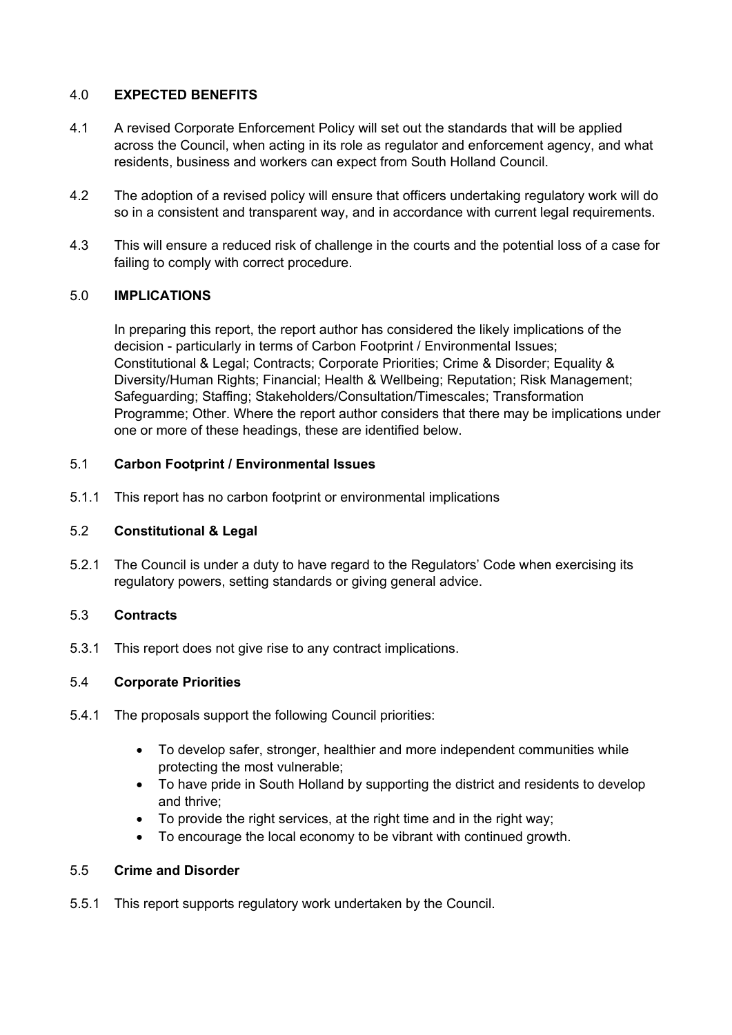## 4.0 EXPECTED BENEFITS

4.1 A revised Corporate Enforcement Policy will set out the standards that will be applied across the Council, when acting in its role as regulator and enforcement agency, and what residents, business and workers can expect from South Holland Council.

4.2 The adoption of a revised policy will ensure that officers undertaking regulatory work will do so in a consistent and transparent way, and in accordance with current legal requirements.

4.3 This will ensure a reduced risk of challenge in the courts and the potential loss of a case for failing to comply with correct procedure.

## 5.0 IMPLICATIONS

In preparing this report, the report author has considered the likely implications of the decision - particularly in terms of Carbon Footprint / Environmental Issues; Constitutional & Legal; Contracts; Corporate Priorities; Crime & Disorder; Equality & Diversity/Human Rights; Financial; Health & Wellbeing; Reputation; Risk Management; Safeguarding; Staffing; Stakeholders/Consultation/Timescales; Transformation Programme; Other. Where the report author considers that there may be implications under one or more of these headings, these are identified below.

### 5.1 Carbon Footprint / Environmental Issues

5.1.1 This report has no carbon footprint or environmental implications

### 5.2 Constitutional & Legal

5.2.1 The Council is under a duty to have regard to the Regulators' Code when exercising its regulatory powers, setting standards or giving general advice.

### 5.3 Contracts

5.3.1 This report does not give rise to any contract implications.

### 5.4 Corporate Priorities

5.4.1 The proposals support the following Council priorities:

- To develop safer, stronger, healthier and more independent communities while protecting the most vulnerable;
- To have pride in South Holland by supporting the district and residents to develop and thrive;
- To provide the right services, at the right time and in the right way;
- To encourage the local economy to be vibrant with continued growth.

### 5.5 Crime and Disorder

5.5.1 This report supports regulatory work undertaken by the Council.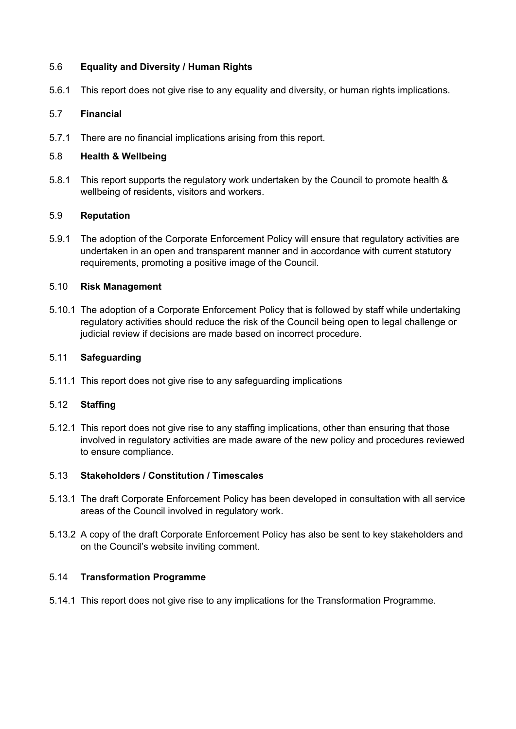### 5.6 **Equality and Diversity / Human Rights**

5.6.1 This report does not give rise to any equality and diversity, or human rights implications.

### 5.7 **Financial**

5.7.1 There are no financial implications arising from this report.

### 5.8 **Health & Wellbeing**

5.8.1 This report supports the regulatory work undertaken by the Council to promote health & wellbeing of residents, visitors and workers.

### 5.9 **Reputation**

5.9.1 The adoption of the Corporate Enforcement Policy will ensure that regulatory activities are undertaken in an open and transparent manner and in accordance with current statutory requirements, promoting a positive image of the Council.

### 5.10 **Risk Management**

5.10.1 The adoption of a Corporate Enforcement Policy that is followed by staff while undertaking regulatory activities should reduce the risk of the Council being open to legal challenge or judicial review if decisions are made based on incorrect procedure.

### 5.11 **Safeguarding**

5.11.1 This report does not give rise to any safeguarding implications

### 5.12 **Staffing**

5.12.1 This report does not give rise to any staffing implications, other than ensuring that those involved in regulatory activities are made aware of the new policy and procedures reviewed to ensure compliance.

### 5.13 **Stakeholders / Constitution / Timescales**

5.13.1 The draft Corporate Enforcement Policy has been developed in consultation with all service areas of the Council involved in regulatory work.

5.13.2 A copy of the draft Corporate Enforcement Policy has also be sent to key stakeholders and on the Council's website inviting comment.

### 5.14 **Transformation Programme**

5.14.1 This report does not give rise to any implications for the Transformation Programme.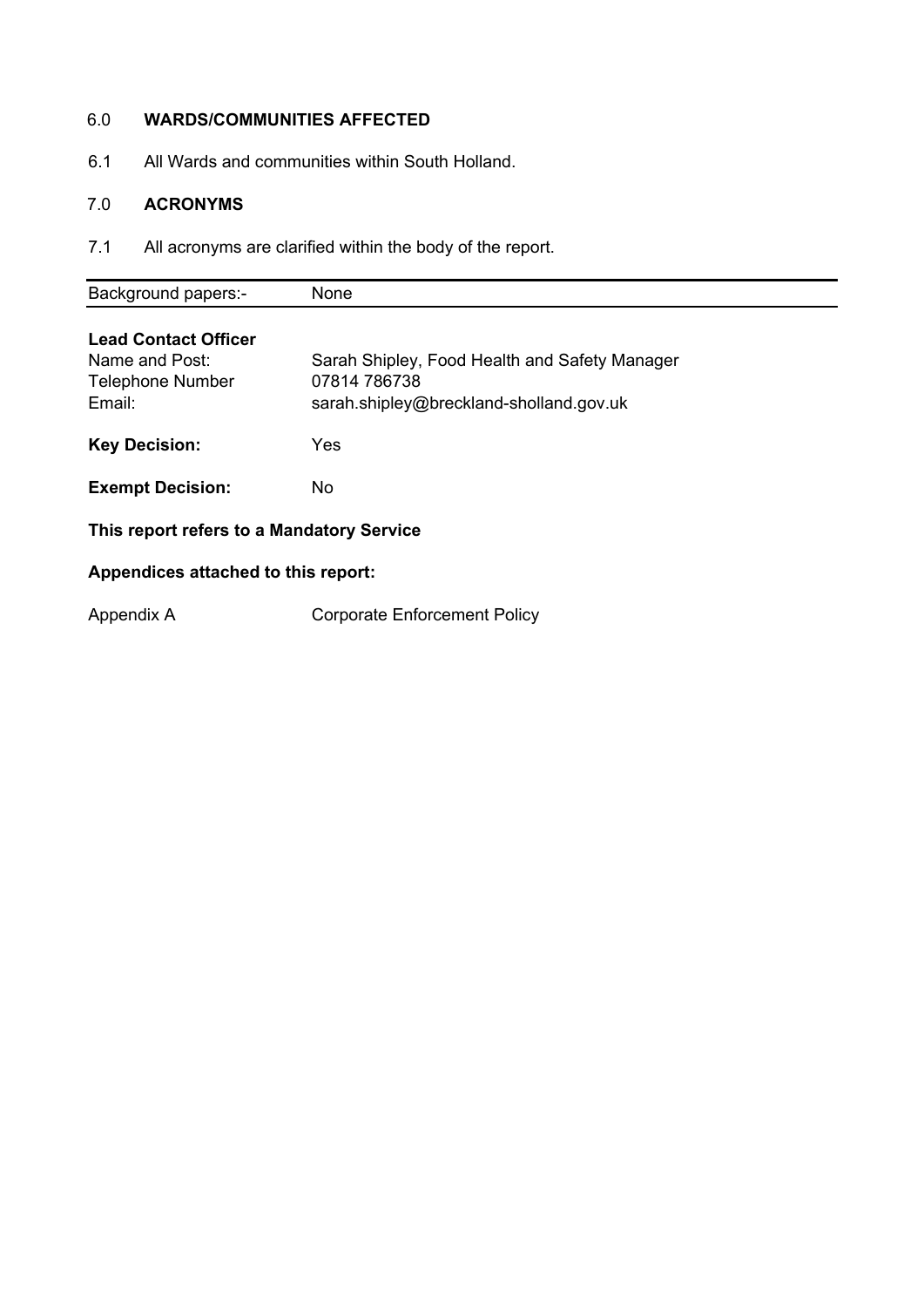## 6.0 WARDS/COMMUNITIES AFFECTED

6.1 All Wards and communities within South Holland.

## 7.0 ACRONYMS

7.1 All acronyms are clarified within the body of the report.

| Background papers:- | None |
| --- | --- |

**Lead Contact Officer**

| | |
| --- | --- |
| Name and Post: | Sarah Shipley, Food Health and Safety Manager |
| Telephone Number | 07814 786738 |
| Email: | sarah.shipley@breckland-sholland.gov.uk |

**Key Decision:** Yes

**Exempt Decision:** No

**This report refers to a Mandatory Service**

**Appendices attached to this report:**

| | |
| --- | --- |
| Appendix A | Corporate Enforcement Policy |